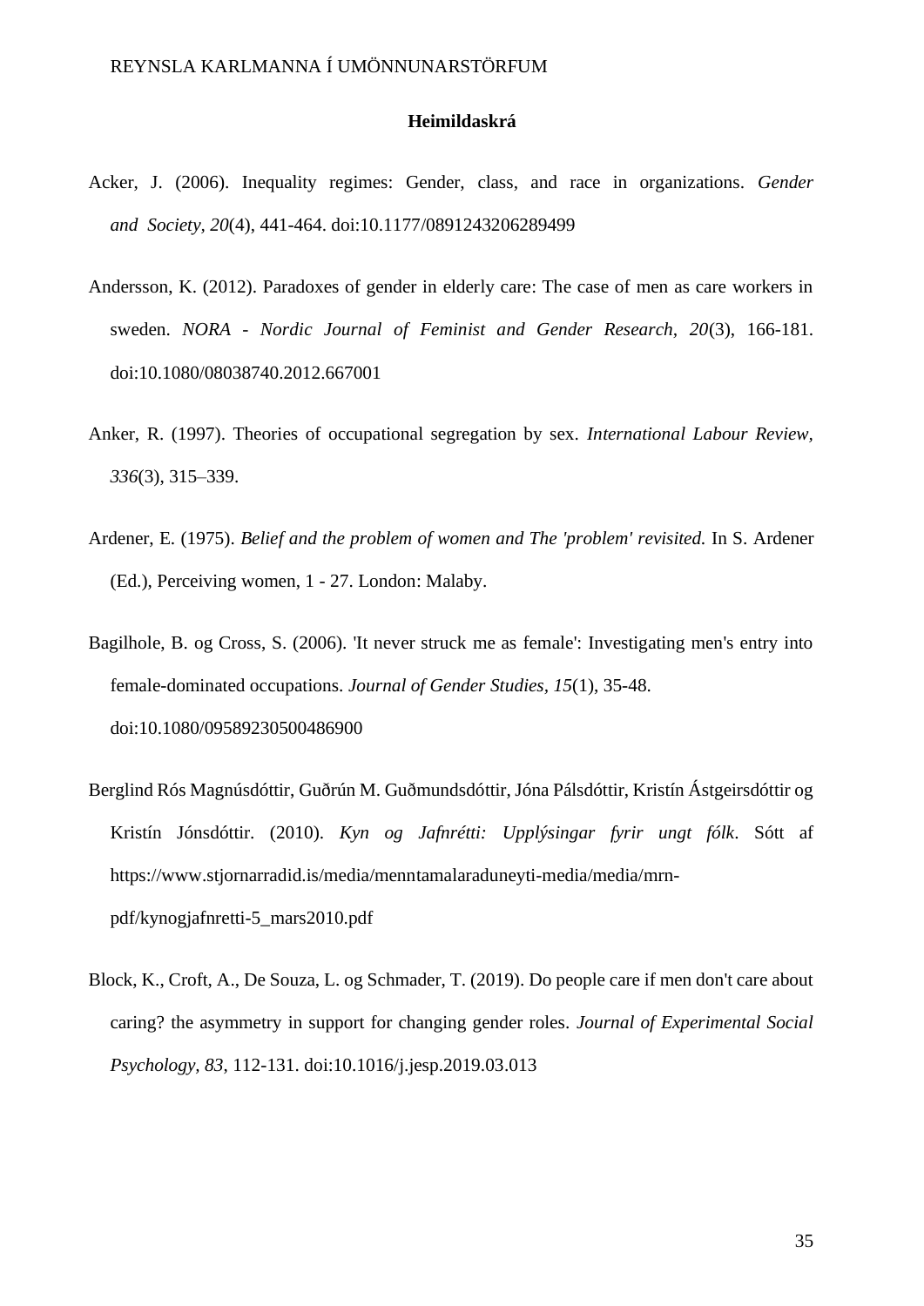**Heimildaskrá**

Acker, J. (2006). Inequality regimes: Gender, class, and race in organizations. *Gender and Society, 20*(4), 441-464. doi:10.1177/0891243206289499

Andersson, K. (2012). Paradoxes of gender in elderly care: The case of men as care workers in sweden. *NORA - Nordic Journal of Feminist and Gender Research, 20*(3), 166-181. doi:10.1080/08038740.2012.667001

Anker, R. (1997). Theories of occupational segregation by sex. *International Labour Review, 336*(3), 315–339.

Ardener, E. (1975). *Belief and the problem of women and The 'problem' revisited.* In S. Ardener (Ed.), Perceiving women, 1 - 27. London: Malaby.

Bagilhole, B. og Cross, S. (2006). 'It never struck me as female': Investigating men's entry into female-dominated occupations. *Journal of Gender Studies*, *15*(1), 35-48. doi:10.1080/09589230500486900

Berglind Rós Magnúsdóttir, Guðrún M. Guðmundsdóttir, Jóna Pálsdóttir, Kristín Ástgeirsdóttir og Kristín Jónsdóttir. (2010). *Kyn og Jafnrétti: Upplýsingar fyrir ungt fólk*. Sótt af https://www.stjornarradid.is/media/menntamalaraduneyti-media/media/mrn-pdf/kynogjafnretti-5_mars2010.pdf

Block, K., Croft, A., De Souza, L. og Schmader, T. (2019). Do people care if men don't care about caring? the asymmetry in support for changing gender roles. *Journal of Experimental Social Psychology*, *83*, 112-131. doi:10.1016/j.jesp.2019.03.013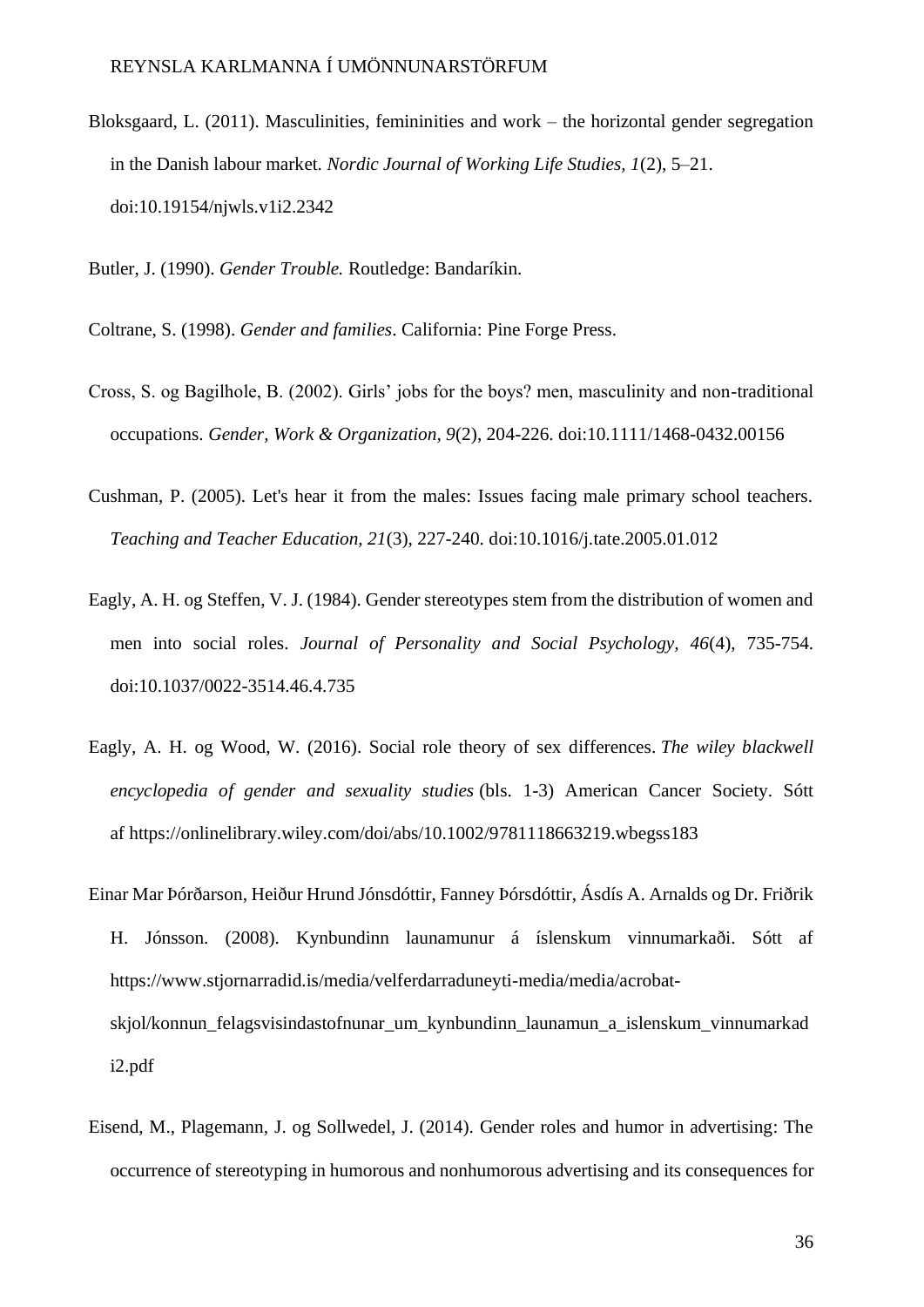Bloksgaard, L. (2011). Masculinities, femininities and work – the horizontal gender segregation in the Danish labour market. *Nordic Journal of Working Life Studies, 1*(2), 5–21. doi:10.19154/njwls.v1i2.2342

Butler, J. (1990). *Gender Trouble.* Routledge: Bandaríkin.

Coltrane, S. (1998). *Gender and families*. California: Pine Forge Press.

Cross, S. og Bagilhole, B. (2002). Girls' jobs for the boys? men, masculinity and non-traditional occupations. *Gender, Work & Organization, 9*(2), 204-226. doi:10.1111/1468-0432.00156

Cushman, P. (2005). Let's hear it from the males: Issues facing male primary school teachers. *Teaching and Teacher Education, 21*(3), 227-240. doi:10.1016/j.tate.2005.01.012

Eagly, A. H. og Steffen, V. J. (1984). Gender stereotypes stem from the distribution of women and men into social roles. *Journal of Personality and Social Psychology, 46*(4), 735-754. doi:10.1037/0022-3514.46.4.735

Eagly, A. H. og Wood, W. (2016). Social role theory of sex differences. *The wiley blackwell encyclopedia of gender and sexuality studies* (bls. 1-3) American Cancer Society. Sótt af https://onlinelibrary.wiley.com/doi/abs/10.1002/9781118663219.wbegss183

Einar Mar Þórðarson, Heiður Hrund Jónsdóttir, Fanney Þórsdóttir, Ásdís A. Arnalds og Dr. Friðrik H. Jónsson. (2008). Kynbundinn launamunur á íslenskum vinnumarkaði. Sótt af https://www.stjornarradid.is/media/velferdarraduneyti-media/media/acrobat-skjol/konnun_felagsvisindastofnunar_um_kynbundinn_launamun_a_islenskum_vinnumarkadi2.pdf

Eisend, M., Plagemann, J. og Sollwedel, J. (2014). Gender roles and humor in advertising: The occurrence of stereotyping in humorous and nonhumorous advertising and its consequences for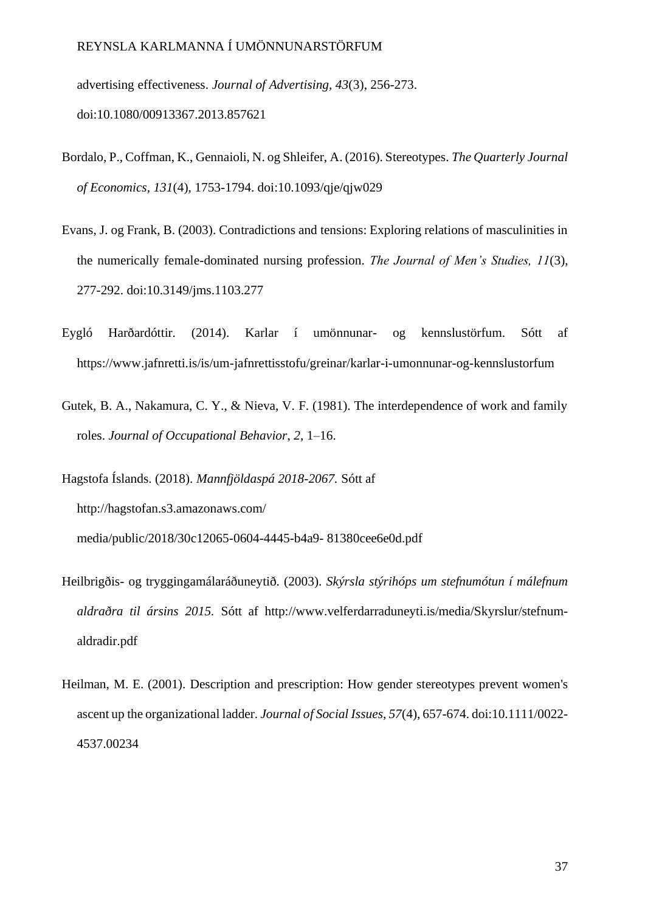advertising effectiveness. *Journal of Advertising, 43*(3), 256-273. doi:10.1080/00913367.2013.857621

Bordalo, P., Coffman, K., Gennaioli, N. og Shleifer, A. (2016). Stereotypes. *The Quarterly Journal of Economics, 131*(4), 1753-1794. doi:10.1093/qje/qjw029

Evans, J. og Frank, B. (2003). Contradictions and tensions: Exploring relations of masculinities in the numerically female-dominated nursing profession. *The Journal of Men's Studies, 11*(3), 277-292. doi:10.3149/jms.1103.277

Eygló Harðardóttir. (2014). Karlar í umönnunar- og kennslustörfum. Sótt af https://www.jafnretti.is/is/um-jafnrettisstofu/greinar/karlar-i-umonnunar-og-kennslustorfum

Gutek, B. A., Nakamura, C. Y., & Nieva, V. F. (1981). The interdependence of work and family roles. *Journal of Occupational Behavior, 2*, 1–16.

Hagstofa Íslands. (2018). *Mannfjöldaspá 2018-2067.* Sótt af http://hagstofan.s3.amazonaws.com/ media/public/2018/30c12065-0604-4445-b4a9- 81380cee6e0d.pdf

Heilbrigðis- og tryggingamálaráðuneytið. (2003). *Skýrsla stýrihóps um stefnumótun í málefnum aldraðra til ársins 2015.* Sótt af http://www.velferdarraduneyti.is/media/Skyrslur/stefnum-aldradir.pdf

Heilman, M. E. (2001). Description and prescription: How gender stereotypes prevent women's ascent up the organizational ladder. *Journal of Social Issues, 57*(4), 657-674. doi:10.1111/0022-4537.00234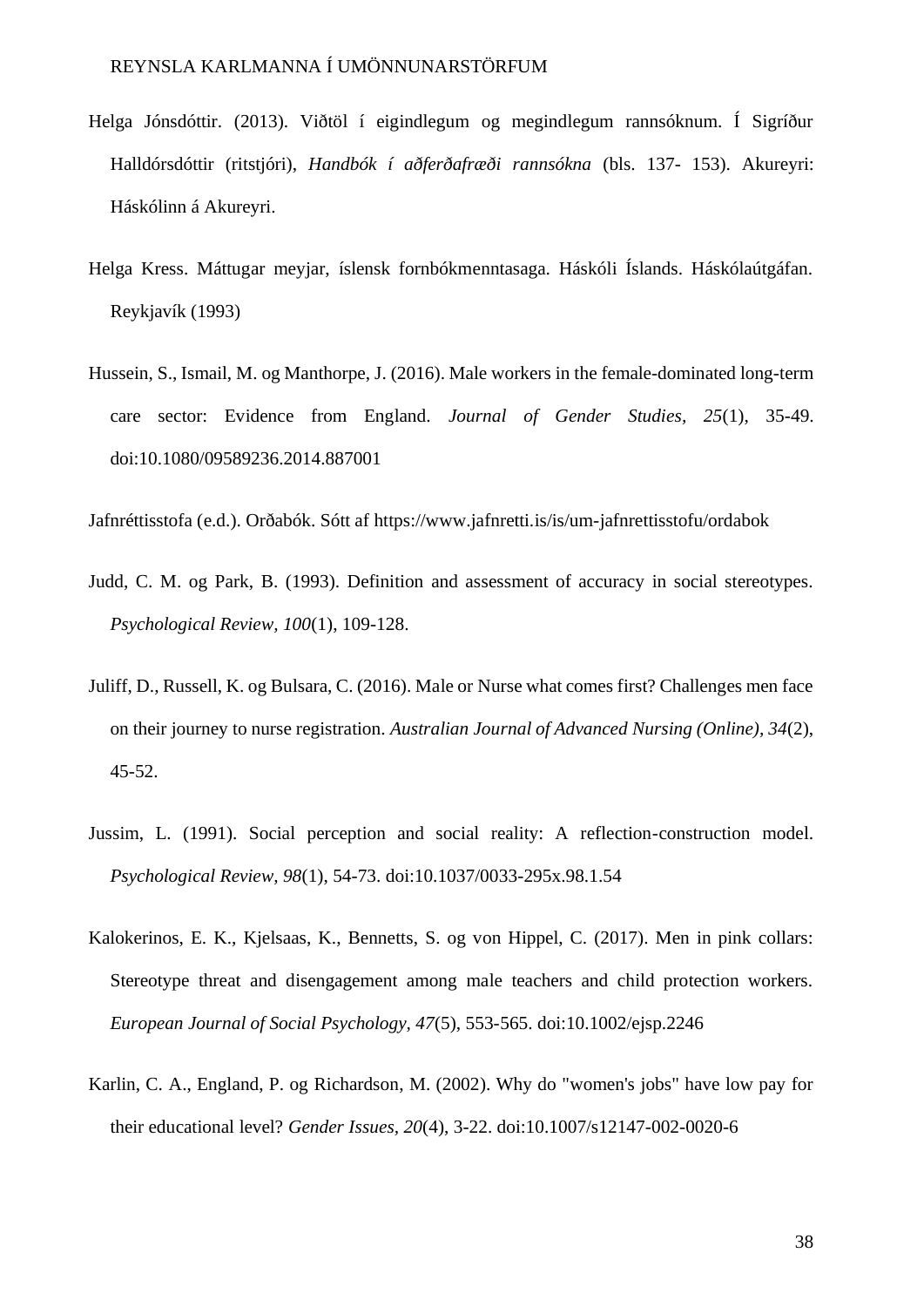Helga Jónsdóttir. (2013). Viðtöl í eigindlegum og megindlegum rannsóknum. Í Sigríður Halldórsdóttir (ritstjóri), *Handbók í aðferðafræði rannsókna* (bls. 137- 153). Akureyri: Háskólinn á Akureyri.

Helga Kress. Máttugar meyjar, íslensk fornbókmenntasaga. Háskóli Íslands. Háskólaútgáfan. Reykjavík (1993)

Hussein, S., Ismail, M. og Manthorpe, J. (2016). Male workers in the female-dominated long-term care sector: Evidence from England. *Journal of Gender Studies, 25*(1), 35-49. doi:10.1080/09589236.2014.887001

Jafnréttisstofa (e.d.). Orðabók. Sótt af https://www.jafnretti.is/is/um-jafnrettisstofu/ordabok

Judd, C. M. og Park, B. (1993). Definition and assessment of accuracy in social stereotypes. *Psychological Review, 100*(1), 109-128.

Juliff, D., Russell, K. og Bulsara, C. (2016). Male or Nurse what comes first? Challenges men face on their journey to nurse registration. *Australian Journal of Advanced Nursing (Online), 34*(2), 45-52.

Jussim, L. (1991). Social perception and social reality: A reflection-construction model. *Psychological Review, 98*(1), 54-73. doi:10.1037/0033-295x.98.1.54

Kalokerinos, E. K., Kjelsaas, K., Bennetts, S. og von Hippel, C. (2017). Men in pink collars: Stereotype threat and disengagement among male teachers and child protection workers. *European Journal of Social Psychology, 47*(5), 553-565. doi:10.1002/ejsp.2246

Karlin, C. A., England, P. og Richardson, M. (2002). Why do "women's jobs" have low pay for their educational level? *Gender Issues, 20*(4), 3-22. doi:10.1007/s12147-002-0020-6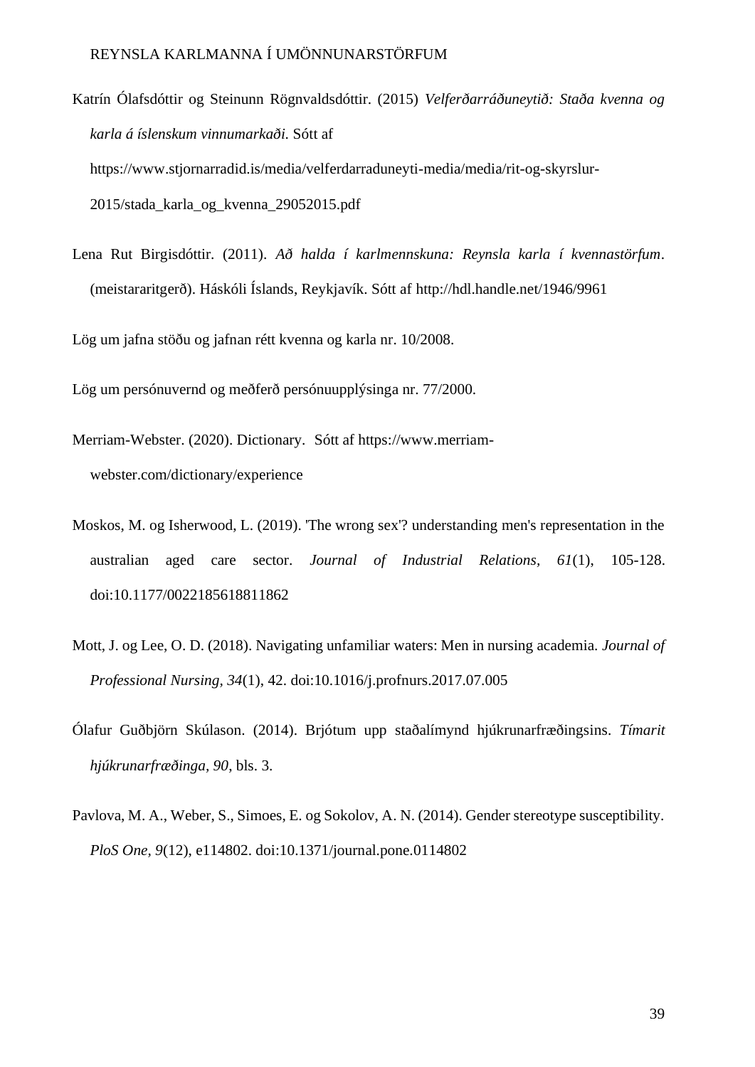Katrín Ólafsdóttir og Steinunn Rögnvaldsdóttir. (2015) *Velferðarráðuneytið: Staða kvenna og karla á íslenskum vinnumarkaði.* Sótt af https://www.stjornarradid.is/media/velferdarraduneyti-media/media/rit-og-skyrslur-2015/stada_karla_og_kvenna_29052015.pdf

Lena Rut Birgisdóttir. (2011). *Að halda í karlmennskuna: Reynsla karla í kvennastörfum*. (meistararitgerð). Háskóli Íslands, Reykjavík. Sótt af http://hdl.handle.net/1946/9961

Lög um jafna stöðu og jafnan rétt kvenna og karla nr. 10/2008.

Lög um persónuvernd og meðferð persónuupplýsinga nr. 77/2000.

Merriam-Webster. (2020). Dictionary. Sótt af https://www.merriam-webster.com/dictionary/experience

Moskos, M. og Isherwood, L. (2019). 'The wrong sex'? understanding men's representation in the australian aged care sector. *Journal of Industrial Relations, 61*(1), 105-128. doi:10.1177/0022185618811862

Mott, J. og Lee, O. D. (2018). Navigating unfamiliar waters: Men in nursing academia. *Journal of Professional Nursing, 34*(1), 42. doi:10.1016/j.profnurs.2017.07.005

Ólafur Guðbjörn Skúlason. (2014). Brjótum upp staðalímynd hjúkrunarfræðingsins. *Tímarit hjúkrunarfræðinga, 90*, bls. 3.

Pavlova, M. A., Weber, S., Simoes, E. og Sokolov, A. N. (2014). Gender stereotype susceptibility. *PloS One, 9*(12), e114802. doi:10.1371/journal.pone.0114802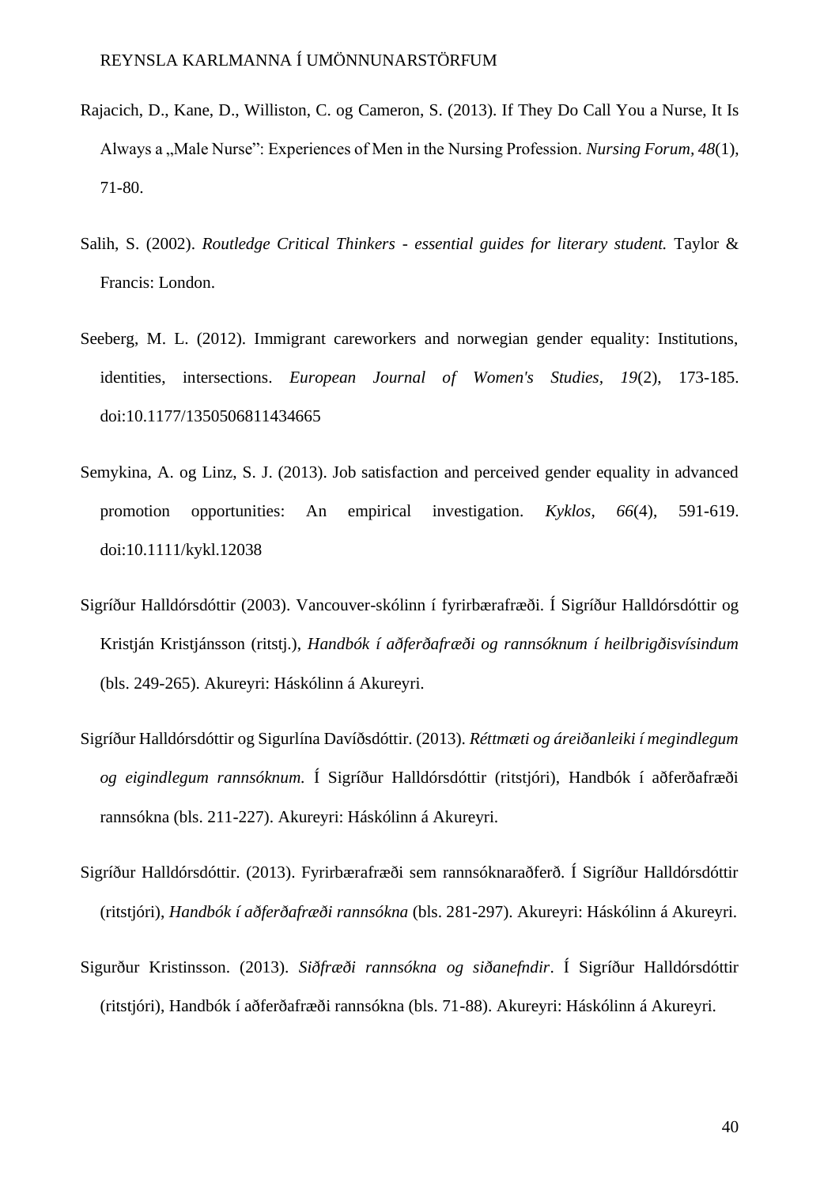Rajacich, D., Kane, D., Williston, C. og Cameron, S. (2013). If They Do Call You a Nurse, It Is Always a „Male Nurse": Experiences of Men in the Nursing Profession. *Nursing Forum*, *48*(1), 71-80.

Salih, S. (2002). *Routledge Critical Thinkers - essential guides for literary student.* Taylor & Francis: London.

Seeberg, M. L. (2012). Immigrant careworkers and norwegian gender equality: Institutions, identities, intersections. *European Journal of Women's Studies*, *19*(2), 173-185. doi:10.1177/1350506811434665

Semykina, A. og Linz, S. J. (2013). Job satisfaction and perceived gender equality in advanced promotion opportunities: An empirical investigation. *Kyklos*, *66*(4), 591-619. doi:10.1111/kykl.12038

Sigríður Halldórsdóttir (2003). Vancouver-skólinn í fyrirbærafræði. Í Sigríður Halldórsdóttir og Kristján Kristjánsson (ritstj.), *Handbók í aðferðafræði og rannsóknum í heilbrigðisvísindum* (bls. 249-265). Akureyri: Háskólinn á Akureyri.

Sigríður Halldórsdóttir og Sigurlína Davíðsdóttir. (2013). *Réttmæti og áreiðanleiki í megindlegum og eigindlegum rannsóknum.* Í Sigríður Halldórsdóttir (ritstjóri), Handbók í aðferðafræði rannsókna (bls. 211-227). Akureyri: Háskólinn á Akureyri.

Sigríður Halldórsdóttir. (2013). Fyrirbærafræði sem rannsóknaraðferð. Í Sigríður Halldórsdóttir (ritstjóri), *Handbók í aðferðafræði rannsókna* (bls. 281-297). Akureyri: Háskólinn á Akureyri.

Sigurður Kristinsson. (2013). *Siðfræði rannsókna og siðanefndir*. Í Sigríður Halldórsdóttir (ritstjóri), Handbók í aðferðafræði rannsókna (bls. 71-88). Akureyri: Háskólinn á Akureyri.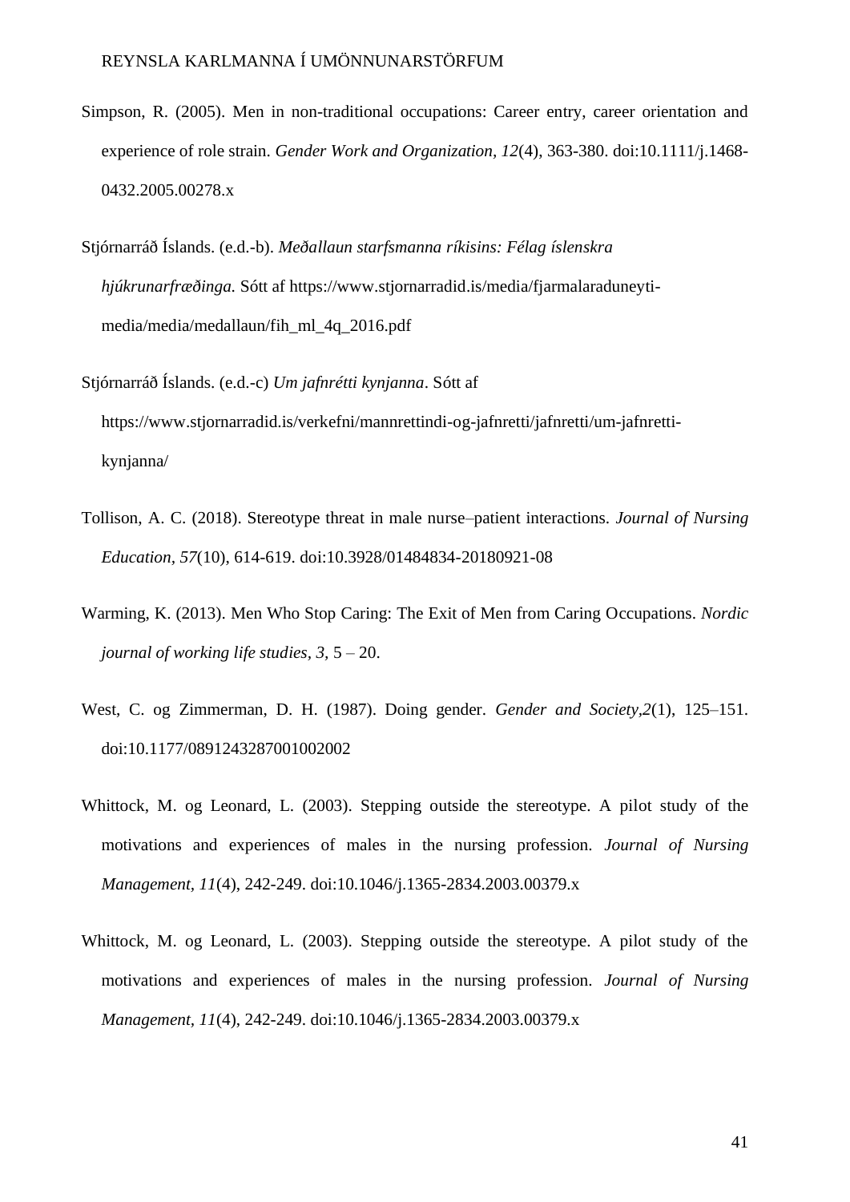Simpson, R. (2005). Men in non-traditional occupations: Career entry, career orientation and experience of role strain. *Gender Work and Organization, 12*(4), 363-380. doi:10.1111/j.1468-0432.2005.00278.x

Stjórnarráð Íslands. (e.d.-b). *Meðallaun starfsmanna ríkisins: Félag íslenskra hjúkrunarfræðinga.* Sótt af https://www.stjornarradid.is/media/fjarmalaraduneyti-media/media/medallaun/fih_ml_4q_2016.pdf

Stjórnarráð Íslands. (e.d.-c) *Um jafnrétti kynjanna*. Sótt af https://www.stjornarradid.is/verkefni/mannrettindi-og-jafnretti/jafnretti/um-jafnretti-kynjanna/

Tollison, A. C. (2018). Stereotype threat in male nurse–patient interactions. *Journal of Nursing Education, 57*(10), 614-619. doi:10.3928/01484834-20180921-08

Warming, K. (2013). Men Who Stop Caring: The Exit of Men from Caring Occupations. *Nordic journal of working life studies, 3,* 5 – 20.

West, C. og Zimmerman, D. H. (1987). Doing gender. *Gender and Society,2*(1), 125–151. doi:10.1177/0891243287001002002

Whittock, M. og Leonard, L. (2003). Stepping outside the stereotype. A pilot study of the motivations and experiences of males in the nursing profession. *Journal of Nursing Management, 11*(4), 242-249. doi:10.1046/j.1365-2834.2003.00379.x

Whittock, M. og Leonard, L. (2003). Stepping outside the stereotype. A pilot study of the motivations and experiences of males in the nursing profession. *Journal of Nursing Management, 11*(4), 242-249. doi:10.1046/j.1365-2834.2003.00379.x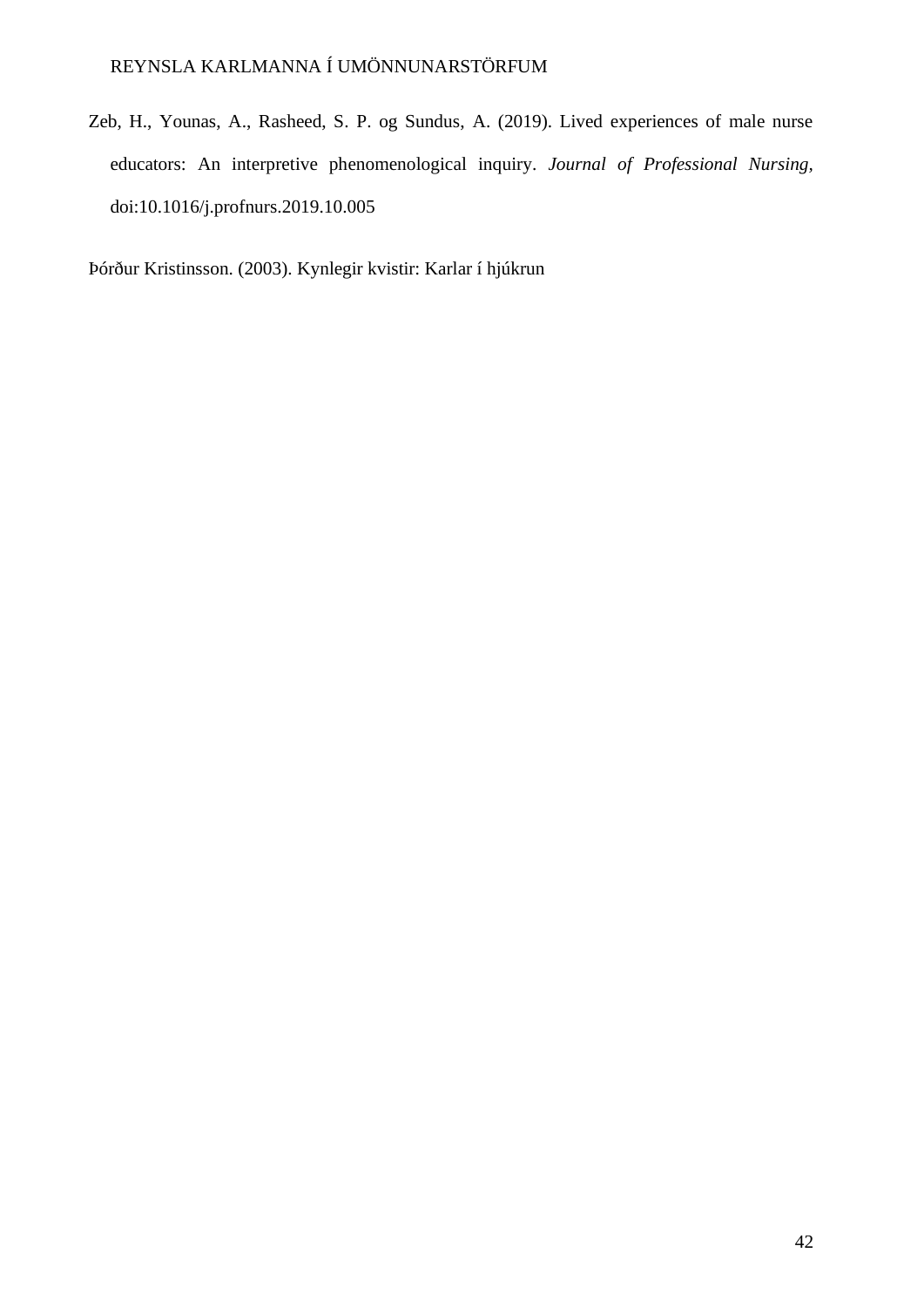Zeb, H., Younas, A., Rasheed, S. P. og Sundus, A. (2019). Lived experiences of male nurse educators: An interpretive phenomenological inquiry. *Journal of Professional Nursing*, doi:10.1016/j.profnurs.2019.10.005

Þórður Kristinsson. (2003). Kynlegir kvistir: Karlar í hjúkrun